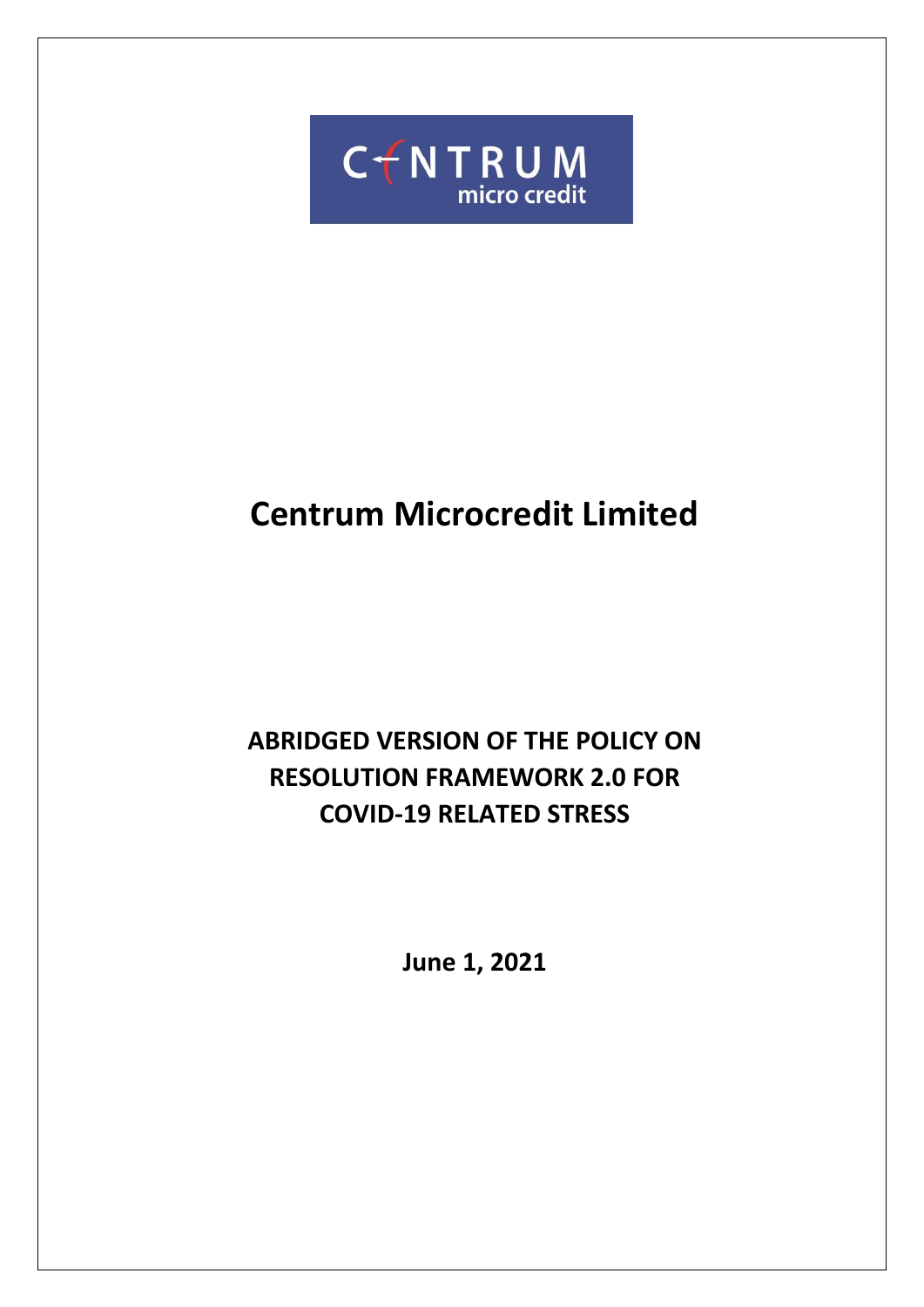# Centrum Microcredit Limited

## ABRIDGED VERSION OF THE POLICY ON RESOLUTION FRAMEWORK 2.0 FOR COVID-19 RELATED STRESS

**June 1, 2021**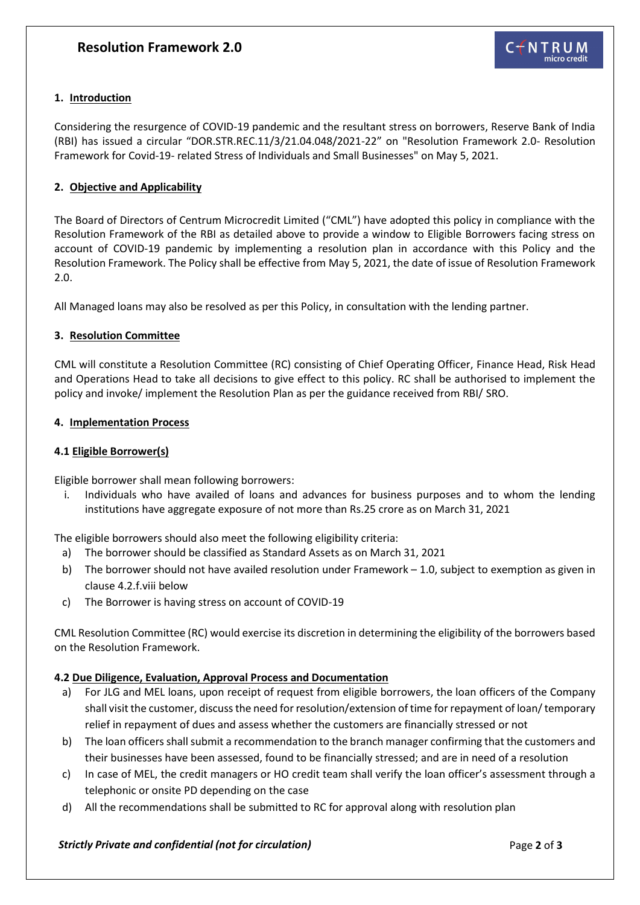# Resolution Framework 2.0

## 1. Introduction

Considering the resurgence of COVID-19 pandemic and the resultant stress on borrowers, Reserve Bank of India (RBI) has issued a circular "DOR.STR.REC.11/3/21.04.048/2021-22" on "Resolution Framework 2.0- Resolution Framework for Covid-19- related Stress of Individuals and Small Businesses" on May 5, 2021.

## 2. Objective and Applicability

The Board of Directors of Centrum Microcredit Limited ("CML") have adopted this policy in compliance with the Resolution Framework of the RBI as detailed above to provide a window to Eligible Borrowers facing stress on account of COVID-19 pandemic by implementing a resolution plan in accordance with this Policy and the Resolution Framework. The Policy shall be effective from May 5, 2021, the date of issue of Resolution Framework 2.0.

All Managed loans may also be resolved as per this Policy, in consultation with the lending partner.

## 3. Resolution Committee

CML will constitute a Resolution Committee (RC) consisting of Chief Operating Officer, Finance Head, Risk Head and Operations Head to take all decisions to give effect to this policy. RC shall be authorised to implement the policy and invoke/ implement the Resolution Plan as per the guidance received from RBI/ SRO.

## 4. Implementation Process

### 4.1 Eligible Borrower(s)

Eligible borrower shall mean following borrowers:

i. Individuals who have availed of loans and advances for business purposes and to whom the lending institutions have aggregate exposure of not more than Rs.25 crore as on March 31, 2021

The eligible borrowers should also meet the following eligibility criteria:

a) The borrower should be classified as Standard Assets as on March 31, 2021
b) The borrower should not have availed resolution under Framework – 1.0, subject to exemption as given in clause 4.2.f.viii below
c) The Borrower is having stress on account of COVID-19

CML Resolution Committee (RC) would exercise its discretion in determining the eligibility of the borrowers based on the Resolution Framework.

### 4.2 Due Diligence, Evaluation, Approval Process and Documentation

a) For JLG and MEL loans, upon receipt of request from eligible borrowers, the loan officers of the Company shall visit the customer, discuss the need for resolution/extension of time for repayment of loan/ temporary relief in repayment of dues and assess whether the customers are financially stressed or not
b) The loan officers shall submit a recommendation to the branch manager confirming that the customers and their businesses have been assessed, found to be financially stressed; and are in need of a resolution
c) In case of MEL, the credit managers or HO credit team shall verify the loan officer's assessment through a telephonic or onsite PD depending on the case
d) All the recommendations shall be submitted to RC for approval along with resolution plan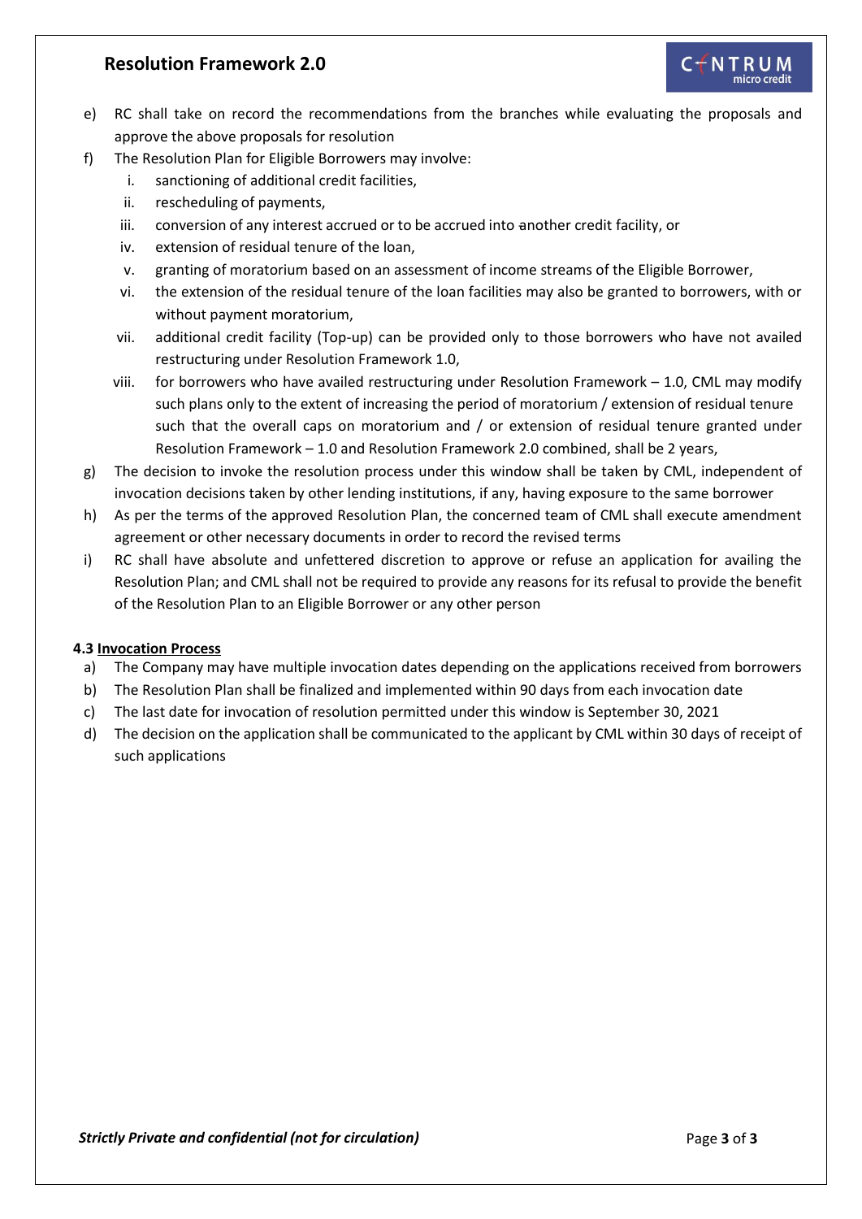e) RC shall take on record the recommendations from the branches while evaluating the proposals and approve the above proposals for resolution

f) The Resolution Plan for Eligible Borrowers may involve:
   - i. sanctioning of additional credit facilities,
   - ii. rescheduling of payments,
   - iii. conversion of any interest accrued or to be accrued into another credit facility, or
   - iv. extension of residual tenure of the loan,
   - v. granting of moratorium based on an assessment of income streams of the Eligible Borrower,
   - vi. the extension of the residual tenure of the loan facilities may also be granted to borrowers, with or without payment moratorium,
   - vii. additional credit facility (Top-up) can be provided only to those borrowers who have not availed restructuring under Resolution Framework 1.0,
   - viii. for borrowers who have availed restructuring under Resolution Framework – 1.0, CML may modify such plans only to the extent of increasing the period of moratorium / extension of residual tenure such that the overall caps on moratorium and / or extension of residual tenure granted under Resolution Framework – 1.0 and Resolution Framework 2.0 combined, shall be 2 years,

g) The decision to invoke the resolution process under this window shall be taken by CML, independent of invocation decisions taken by other lending institutions, if any, having exposure to the same borrower

h) As per the terms of the approved Resolution Plan, the concerned team of CML shall execute amendment agreement or other necessary documents in order to record the revised terms

i) RC shall have absolute and unfettered discretion to approve or refuse an application for availing the Resolution Plan; and CML shall not be required to provide any reasons for its refusal to provide the benefit of the Resolution Plan to an Eligible Borrower or any other person

**4.3 <u>Invocation Process</u>**

a) The Company may have multiple invocation dates depending on the applications received from borrowers

b) The Resolution Plan shall be finalized and implemented within 90 days from each invocation date

c) The last date for invocation of resolution permitted under this window is September 30, 2021

d) The decision on the application shall be communicated to the applicant by CML within 30 days of receipt of such applications

***Strictly Private and confidential (not for circulation)***